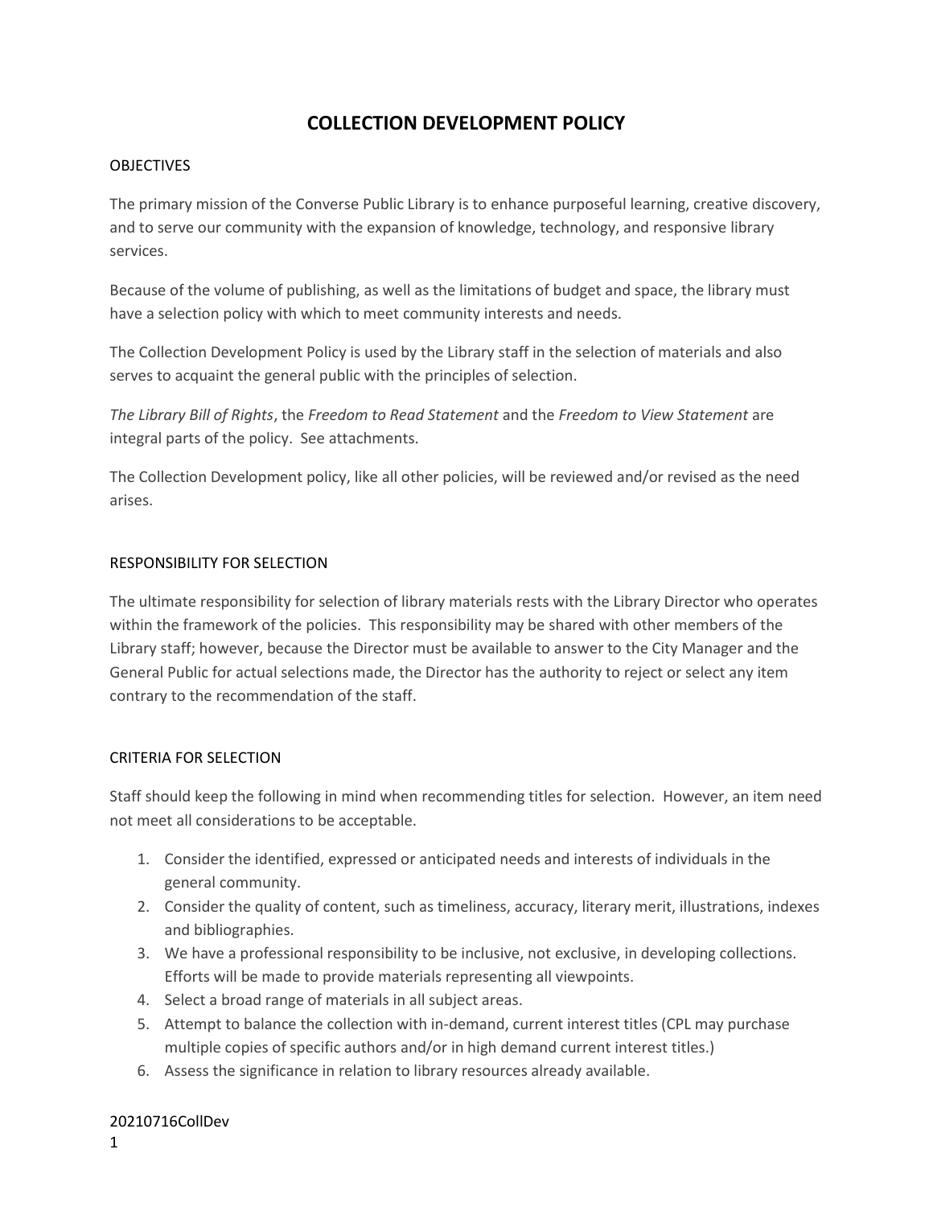# COLLECTION DEVELOPMENT POLICY

## OBJECTIVES

The primary mission of the Converse Public Library is to enhance purposeful learning, creative discovery, and to serve our community with the expansion of knowledge, technology, and responsive library services.

Because of the volume of publishing, as well as the limitations of budget and space, the library must have a selection policy with which to meet community interests and needs.

The Collection Development Policy is used by the Library staff in the selection of materials and also serves to acquaint the general public with the principles of selection.

*The Library Bill of Rights*, the *Freedom to Read Statement* and the *Freedom to View Statement* are integral parts of the policy. See attachments.

The Collection Development policy, like all other policies, will be reviewed and/or revised as the need arises.

## RESPONSIBILITY FOR SELECTION

The ultimate responsibility for selection of library materials rests with the Library Director who operates within the framework of the policies. This responsibility may be shared with other members of the Library staff; however, because the Director must be available to answer to the City Manager and the General Public for actual selections made, the Director has the authority to reject or select any item contrary to the recommendation of the staff.

## CRITERIA FOR SELECTION

Staff should keep the following in mind when recommending titles for selection. However, an item need not meet all considerations to be acceptable.

1. Consider the identified, expressed or anticipated needs and interests of individuals in the general community.
2. Consider the quality of content, such as timeliness, accuracy, literary merit, illustrations, indexes and bibliographies.
3. We have a professional responsibility to be inclusive, not exclusive, in developing collections. Efforts will be made to provide materials representing all viewpoints.
4. Select a broad range of materials in all subject areas.
5. Attempt to balance the collection with in-demand, current interest titles (CPL may purchase multiple copies of specific authors and/or in high demand current interest titles.)
6. Assess the significance in relation to library resources already available.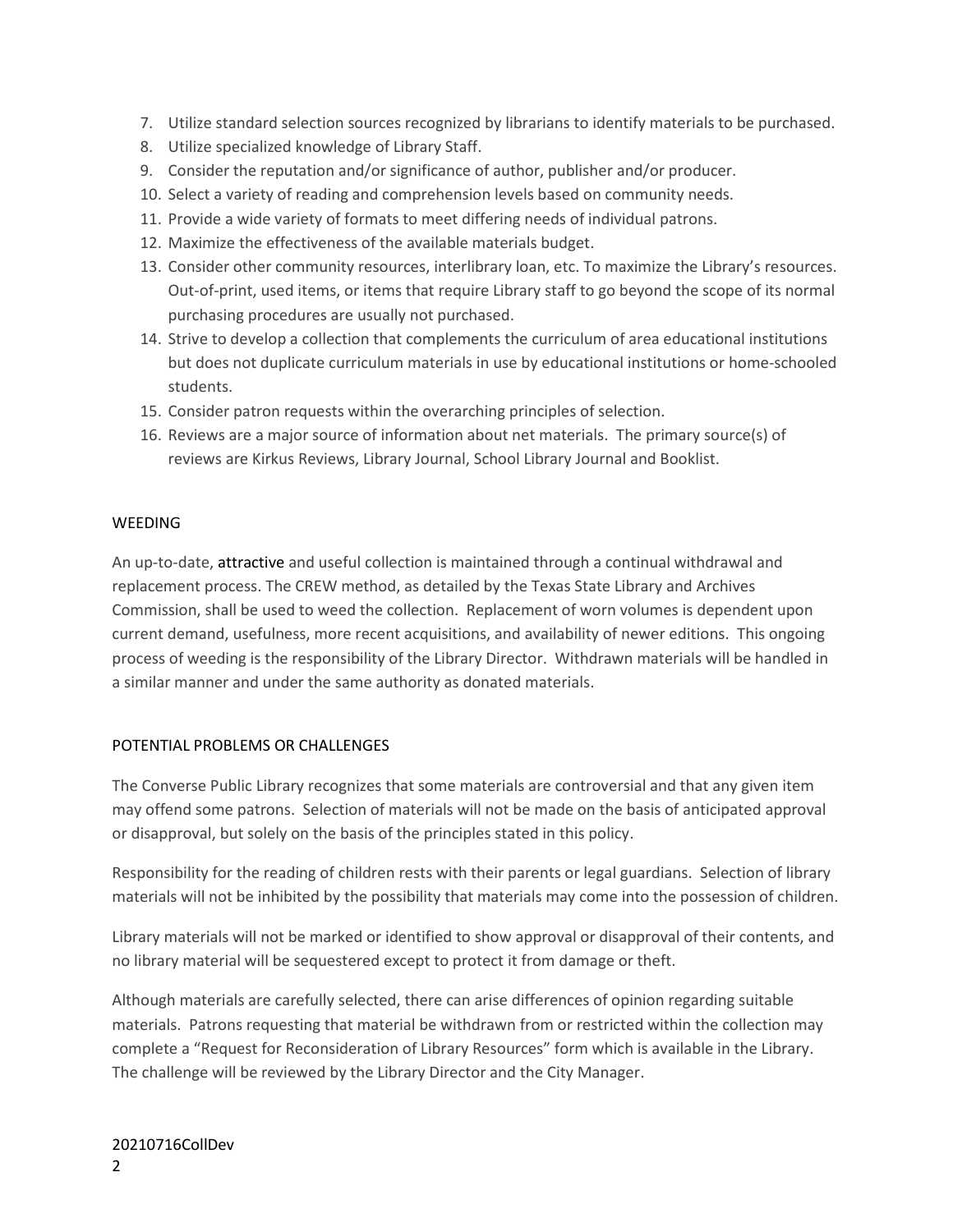7. Utilize standard selection sources recognized by librarians to identify materials to be purchased.
8. Utilize specialized knowledge of Library Staff.
9. Consider the reputation and/or significance of author, publisher and/or producer.
10. Select a variety of reading and comprehension levels based on community needs.
11. Provide a wide variety of formats to meet differing needs of individual patrons.
12. Maximize the effectiveness of the available materials budget.
13. Consider other community resources, interlibrary loan, etc. To maximize the Library's resources. Out-of-print, used items, or items that require Library staff to go beyond the scope of its normal purchasing procedures are usually not purchased.
14. Strive to develop a collection that complements the curriculum of area educational institutions but does not duplicate curriculum materials in use by educational institutions or home-schooled students.
15. Consider patron requests within the overarching principles of selection.
16. Reviews are a major source of information about net materials. The primary source(s) of reviews are Kirkus Reviews, Library Journal, School Library Journal and Booklist.

## WEEDING

An up-to-date, attractive and useful collection is maintained through a continual withdrawal and replacement process. The CREW method, as detailed by the Texas State Library and Archives Commission, shall be used to weed the collection. Replacement of worn volumes is dependent upon current demand, usefulness, more recent acquisitions, and availability of newer editions. This ongoing process of weeding is the responsibility of the Library Director. Withdrawn materials will be handled in a similar manner and under the same authority as donated materials.

## POTENTIAL PROBLEMS OR CHALLENGES

The Converse Public Library recognizes that some materials are controversial and that any given item may offend some patrons. Selection of materials will not be made on the basis of anticipated approval or disapproval, but solely on the basis of the principles stated in this policy.

Responsibility for the reading of children rests with their parents or legal guardians. Selection of library materials will not be inhibited by the possibility that materials may come into the possession of children.

Library materials will not be marked or identified to show approval or disapproval of their contents, and no library material will be sequestered except to protect it from damage or theft.

Although materials are carefully selected, there can arise differences of opinion regarding suitable materials. Patrons requesting that material be withdrawn from or restricted within the collection may complete a "Request for Reconsideration of Library Resources" form which is available in the Library. The challenge will be reviewed by the Library Director and the City Manager.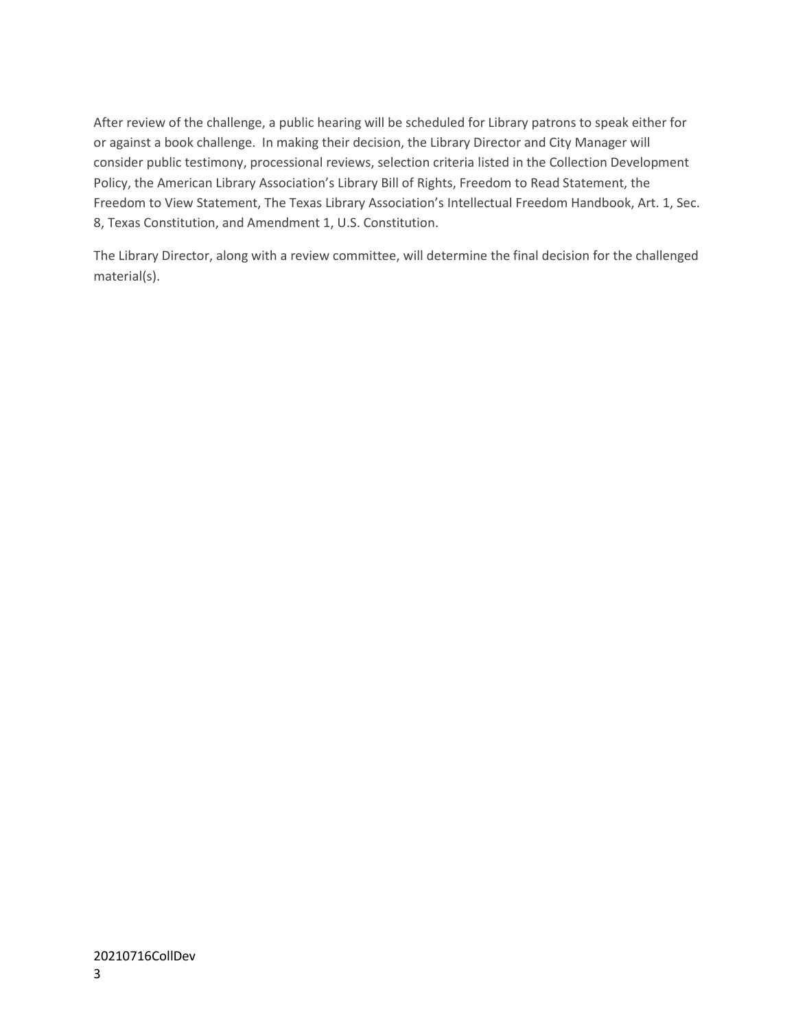After review of the challenge, a public hearing will be scheduled for Library patrons to speak either for or against a book challenge. In making their decision, the Library Director and City Manager will consider public testimony, processional reviews, selection criteria listed in the Collection Development Policy, the American Library Association's Library Bill of Rights, Freedom to Read Statement, the Freedom to View Statement, The Texas Library Association's Intellectual Freedom Handbook, Art. 1, Sec. 8, Texas Constitution, and Amendment 1, U.S. Constitution.

The Library Director, along with a review committee, will determine the final decision for the challenged material(s).